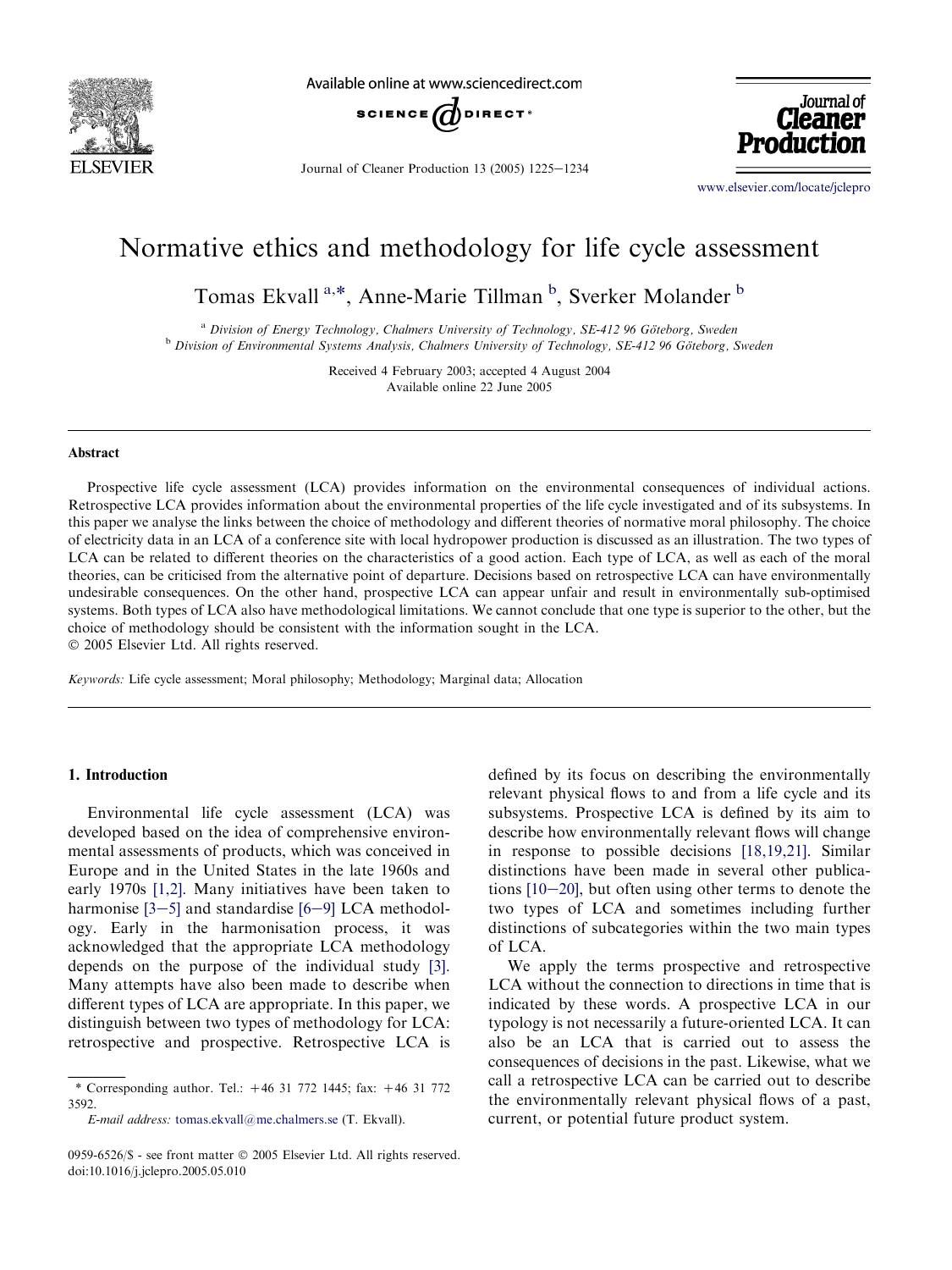# Normative ethics and methodology for life cycle assessment

Tomas Ekvall [a,*], Anne-Marie Tillman [b], Sverker Molander [b]

[a] *Division of Energy Technology, Chalmers University of Technology, SE-412 96 Göteborg, Sweden*
[b] *Division of Environmental Systems Analysis, Chalmers University of Technology, SE-412 96 Göteborg, Sweden*

Received 4 February 2003; accepted 4 August 2004
Available online 22 June 2005

## Abstract

Prospective life cycle assessment (LCA) provides information on the environmental consequences of individual actions. Retrospective LCA provides information about the environmental properties of the life cycle investigated and of its subsystems. In this paper we analyse the links between the choice of methodology and different theories of normative moral philosophy. The choice of electricity data in an LCA of a conference site with local hydropower production is discussed as an illustration. The two types of LCA can be related to different theories on the characteristics of a good action. Each type of LCA, as well as each of the moral theories, can be criticised from the alternative point of departure. Decisions based on retrospective LCA can have environmentally undesirable consequences. On the other hand, prospective LCA can appear unfair and result in environmentally sub-optimised systems. Both types of LCA also have methodological limitations. We cannot conclude that one type is superior to the other, but the choice of methodology should be consistent with the information sought in the LCA.
© 2005 Elsevier Ltd. All rights reserved.

*Keywords:* Life cycle assessment; Moral philosophy; Methodology; Marginal data; Allocation

## 1. Introduction

Environmental life cycle assessment (LCA) was developed based on the idea of comprehensive environmental assessments of products, which was conceived in Europe and in the United States in the late 1960s and early 1970s [1,2]. Many initiatives have been taken to harmonise [3–5] and standardise [6–9] LCA methodology. Early in the harmonisation process, it was acknowledged that the appropriate LCA methodology depends on the purpose of the individual study [3]. Many attempts have also been made to describe when different types of LCA are appropriate. In this paper, we distinguish between two types of methodology for LCA: retrospective and prospective. Retrospective LCA is defined by its focus on describing the environmentally relevant physical flows to and from a life cycle and its subsystems. Prospective LCA is defined by its aim to describe how environmentally relevant flows will change in response to possible decisions [18,19,21]. Similar distinctions have been made in several other publications [10–20], but often using other terms to denote the two types of LCA and sometimes including further distinctions of subcategories within the two main types of LCA.

We apply the terms prospective and retrospective LCA without the connection to directions in time that is indicated by these words. A prospective LCA in our typology is not necessarily a future-oriented LCA. It can also be an LCA that is carried out to assess the consequences of decisions in the past. Likewise, what we call a retrospective LCA can be carried out to describe the environmentally relevant physical flows of a past, current, or potential future product system.

\* Corresponding author. Tel.: +46 31 772 1445; fax: +46 31 772 3592.
*E-mail address:* tomas.ekvall@me.chalmers.se (T. Ekvall).

0959-6526/$ - see front matter © 2005 Elsevier Ltd. All rights reserved.
doi:10.1016/j.jclepro.2005.05.010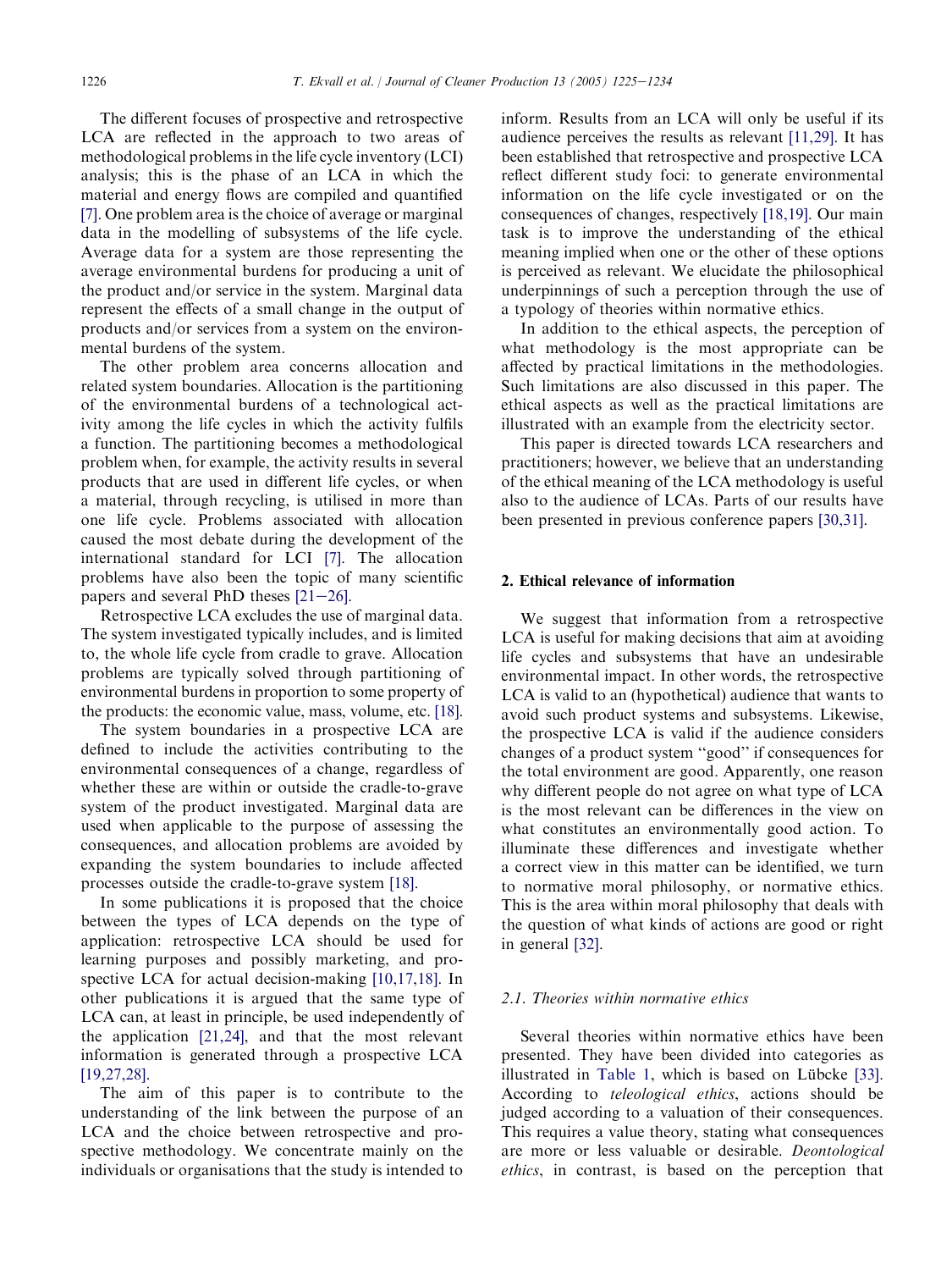The different focuses of prospective and retrospective LCA are reflected in the approach to two areas of methodological problems in the life cycle inventory (LCI) analysis; this is the phase of an LCA in which the material and energy flows are compiled and quantified [7]. One problem area is the choice of average or marginal data in the modelling of subsystems of the life cycle. Average data for a system are those representing the average environmental burdens for producing a unit of the product and/or service in the system. Marginal data represent the effects of a small change in the output of products and/or services from a system on the environmental burdens of the system.

The other problem area concerns allocation and related system boundaries. Allocation is the partitioning of the environmental burdens of a technological activity among the life cycles in which the activity fulfils a function. The partitioning becomes a methodological problem when, for example, the activity results in several products that are used in different life cycles, or when a material, through recycling, is utilised in more than one life cycle. Problems associated with allocation caused the most debate during the development of the international standard for LCI [7]. The allocation problems have also been the topic of many scientific papers and several PhD theses [21–26].

Retrospective LCA excludes the use of marginal data. The system investigated typically includes, and is limited to, the whole life cycle from cradle to grave. Allocation problems are typically solved through partitioning of environmental burdens in proportion to some property of the products: the economic value, mass, volume, etc. [18].

The system boundaries in a prospective LCA are defined to include the activities contributing to the environmental consequences of a change, regardless of whether these are within or outside the cradle-to-grave system of the product investigated. Marginal data are used when applicable to the purpose of assessing the consequences, and allocation problems are avoided by expanding the system boundaries to include affected processes outside the cradle-to-grave system [18].

In some publications it is proposed that the choice between the types of LCA depends on the type of application: retrospective LCA should be used for learning purposes and possibly marketing, and prospective LCA for actual decision-making [10,17,18]. In other publications it is argued that the same type of LCA can, at least in principle, be used independently of the application [21,24], and that the most relevant information is generated through a prospective LCA [19,27,28].

The aim of this paper is to contribute to the understanding of the link between the purpose of an LCA and the choice between retrospective and prospective methodology. We concentrate mainly on the individuals or organisations that the study is intended to inform. Results from an LCA will only be useful if its audience perceives the results as relevant [11,29]. It has been established that retrospective and prospective LCA reflect different study foci: to generate environmental information on the life cycle investigated or on the consequences of changes, respectively [18,19]. Our main task is to improve the understanding of the ethical meaning implied when one or the other of these options is perceived as relevant. We elucidate the philosophical underpinnings of such a perception through the use of a typology of theories within normative ethics.

In addition to the ethical aspects, the perception of what methodology is the most appropriate can be affected by practical limitations in the methodologies. Such limitations are also discussed in this paper. The ethical aspects as well as the practical limitations are illustrated with an example from the electricity sector.

This paper is directed towards LCA researchers and practitioners; however, we believe that an understanding of the ethical meaning of the LCA methodology is useful also to the audience of LCAs. Parts of our results have been presented in previous conference papers [30,31].

## 2. Ethical relevance of information

We suggest that information from a retrospective LCA is useful for making decisions that aim at avoiding life cycles and subsystems that have an undesirable environmental impact. In other words, the retrospective LCA is valid to an (hypothetical) audience that wants to avoid such product systems and subsystems. Likewise, the prospective LCA is valid if the audience considers changes of a product system "good" if consequences for the total environment are good. Apparently, one reason why different people do not agree on what type of LCA is the most relevant can be differences in the view on what constitutes an environmentally good action. To illuminate these differences and investigate whether a correct view in this matter can be identified, we turn to normative moral philosophy, or normative ethics. This is the area within moral philosophy that deals with the question of what kinds of actions are good or right in general [32].

### 2.1. Theories within normative ethics

Several theories within normative ethics have been presented. They have been divided into categories as illustrated in Table 1, which is based on Lübcke [33]. According to *teleological ethics*, actions should be judged according to a valuation of their consequences. This requires a value theory, stating what consequences are more or less valuable or desirable. *Deontological ethics*, in contrast, is based on the perception that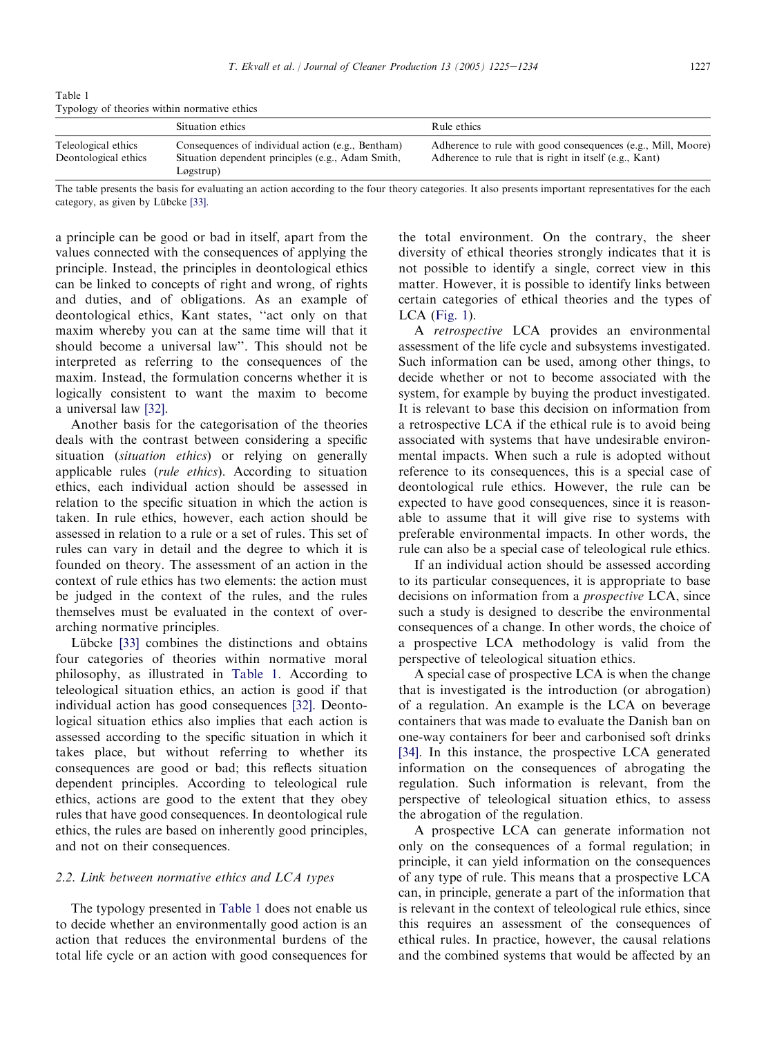Table 1
Typology of theories within normative ethics

| | Situation ethics | Rule ethics |
|---|---|---|
| Teleological ethics | Consequences of individual action (e.g., Bentham) | Adherence to rule with good consequences (e.g., Mill, Moore) |
| Deontological ethics | Situation dependent principles (e.g., Adam Smith, Løgstrup) | Adherence to rule that is right in itself (e.g., Kant) |

The table presents the basis for evaluating an action according to the four theory categories. It also presents important representatives for the each category, as given by Lübcke [33].

a principle can be good or bad in itself, apart from the values connected with the consequences of applying the principle. Instead, the principles in deontological ethics can be linked to concepts of right and wrong, of rights and duties, and of obligations. As an example of deontological ethics, Kant states, "act only on that maxim whereby you can at the same time will that it should become a universal law". This should not be interpreted as referring to the consequences of the maxim. Instead, the formulation concerns whether it is logically consistent to want the maxim to become a universal law [32].

Another basis for the categorisation of the theories deals with the contrast between considering a specific situation (*situation ethics*) or relying on generally applicable rules (*rule ethics*). According to situation ethics, each individual action should be assessed in relation to the specific situation in which the action is taken. In rule ethics, however, each action should be assessed in relation to a rule or a set of rules. This set of rules can vary in detail and the degree to which it is founded on theory. The assessment of an action in the context of rule ethics has two elements: the action must be judged in the context of the rules, and the rules themselves must be evaluated in the context of overarching normative principles.

Lübcke [33] combines the distinctions and obtains four categories of theories within normative moral philosophy, as illustrated in Table 1. According to teleological situation ethics, an action is good if that individual action has good consequences [32]. Deontological situation ethics also implies that each action is assessed according to the specific situation in which it takes place, but without referring to whether its consequences are good or bad; this reflects situation dependent principles. According to teleological rule ethics, actions are good to the extent that they obey rules that have good consequences. In deontological rule ethics, the rules are based on inherently good principles, and not on their consequences.

### 2.2. Link between normative ethics and LCA types

The typology presented in Table 1 does not enable us to decide whether an environmentally good action is an action that reduces the environmental burdens of the total life cycle or an action with good consequences for the total environment. On the contrary, the sheer diversity of ethical theories strongly indicates that it is not possible to identify a single, correct view in this matter. However, it is possible to identify links between certain categories of ethical theories and the types of LCA (Fig. 1).

A *retrospective* LCA provides an environmental assessment of the life cycle and subsystems investigated. Such information can be used, among other things, to decide whether or not to become associated with the system, for example by buying the product investigated. It is relevant to base this decision on information from a retrospective LCA if the ethical rule is to avoid being associated with systems that have undesirable environmental impacts. When such a rule is adopted without reference to its consequences, this is a special case of deontological rule ethics. However, the rule can be expected to have good consequences, since it is reasonable to assume that it will give rise to systems with preferable environmental impacts. In other words, the rule can also be a special case of teleological rule ethics.

If an individual action should be assessed according to its particular consequences, it is appropriate to base decisions on information from a *prospective* LCA, since such a study is designed to describe the environmental consequences of a change. In other words, the choice of a prospective LCA methodology is valid from the perspective of teleological situation ethics.

A special case of prospective LCA is when the change that is investigated is the introduction (or abrogation) of a regulation. An example is the LCA on beverage containers that was made to evaluate the Danish ban on one-way containers for beer and carbonised soft drinks [34]. In this instance, the prospective LCA generated information on the consequences of abrogating the regulation. Such information is relevant, from the perspective of teleological situation ethics, to assess the abrogation of the regulation.

A prospective LCA can generate information not only on the consequences of a formal regulation; in principle, it can yield information on the consequences of any type of rule. This means that a prospective LCA can, in principle, generate a part of the information that is relevant in the context of teleological rule ethics, since this requires an assessment of the consequences of ethical rules. In practice, however, the causal relations and the combined systems that would be affected by an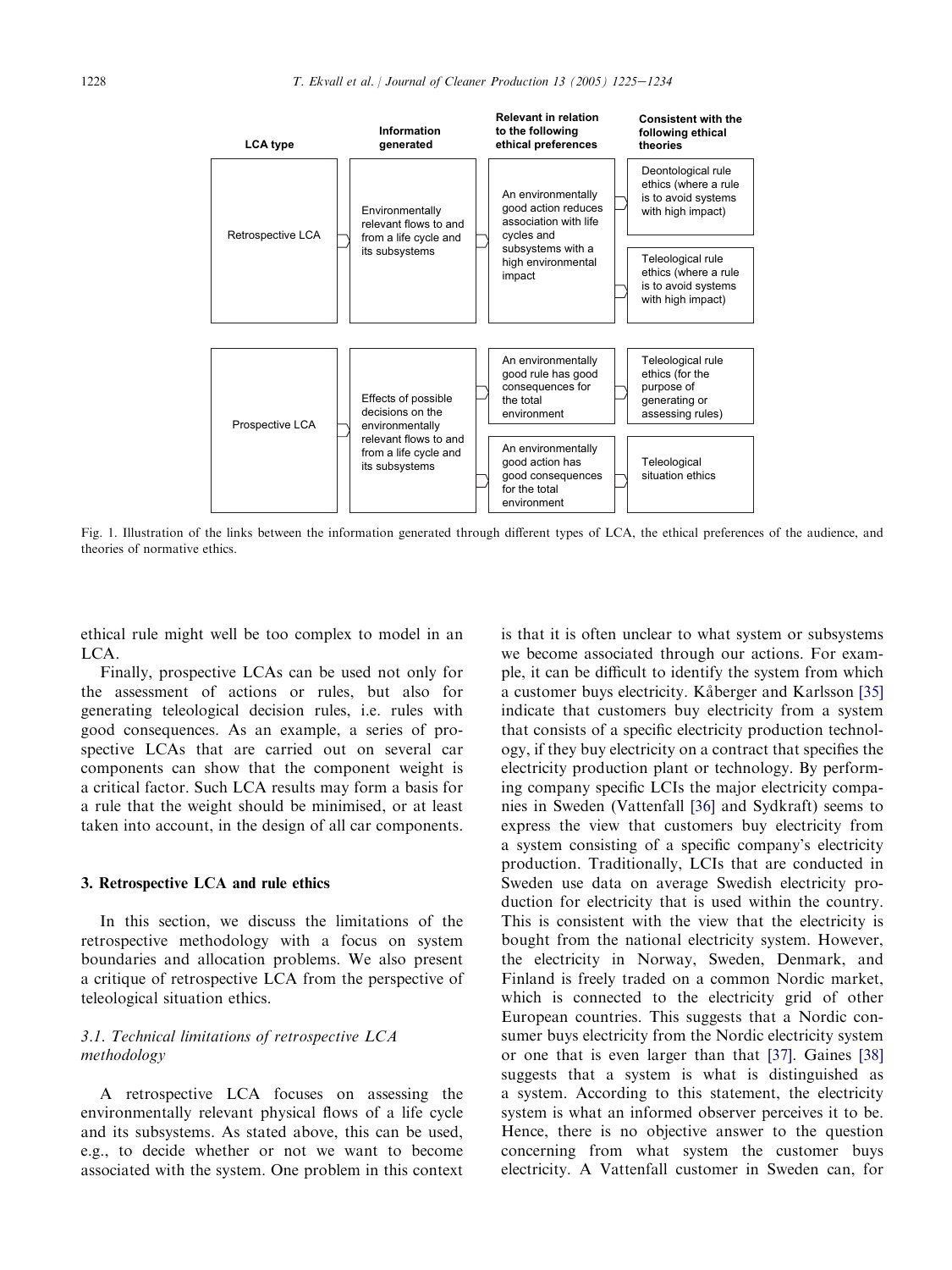| LCA type | Information generated | Relevant in relation to the following ethical preferences | Consistent with the following ethical theories |
|---|---|---|---|
| Retrospective LCA | Environmentally relevant flows to and from a life cycle and its subsystems | An environmentally good action reduces association with life cycles and subsystems with a high environmental impact | Deontological rule ethics (where a rule is to avoid systems with high impact) |
| | | | Teleological rule ethics (where a rule is to avoid systems with high impact) |
| Prospective LCA | Effects of possible decisions on the environmentally relevant flows to and from a life cycle and its subsystems | An environmentally good rule has good consequences for the total environment | Teleological rule ethics (for the purpose of generating or assessing rules) |
| | | An environmentally good action has good consequences for the total environment | Teleological situation ethics |

Fig. 1. Illustration of the links between the information generated through different types of LCA, the ethical preferences of the audience, and theories of normative ethics.

ethical rule might well be too complex to model in an LCA.

Finally, prospective LCAs can be used not only for the assessment of actions or rules, but also for generating teleological decision rules, i.e. rules with good consequences. As an example, a series of prospective LCAs that are carried out on several car components can show that the component weight is a critical factor. Such LCA results may form a basis for a rule that the weight should be minimised, or at least taken into account, in the design of all car components.

## 3. Retrospective LCA and rule ethics

In this section, we discuss the limitations of the retrospective methodology with a focus on system boundaries and allocation problems. We also present a critique of retrospective LCA from the perspective of teleological situation ethics.

### 3.1. Technical limitations of retrospective LCA methodology

A retrospective LCA focuses on assessing the environmentally relevant physical flows of a life cycle and its subsystems. As stated above, this can be used, e.g., to decide whether or not we want to become associated with the system. One problem in this context is that it is often unclear to what system or subsystems we become associated through our actions. For example, it can be difficult to identify the system from which a customer buys electricity. Kåberger and Karlsson [35] indicate that customers buy electricity from a system that consists of a specific electricity production technology, if they buy electricity on a contract that specifies the electricity production plant or technology. By performing company specific LCIs the major electricity companies in Sweden (Vattenfall [36] and Sydkraft) seems to express the view that customers buy electricity from a system consisting of a specific company's electricity production. Traditionally, LCIs that are conducted in Sweden use data on average Swedish electricity production for electricity that is used within the country. This is consistent with the view that the electricity is bought from the national electricity system. However, the electricity in Norway, Sweden, Denmark, and Finland is freely traded on a common Nordic market, which is connected to the electricity grid of other European countries. This suggests that a Nordic consumer buys electricity from the Nordic electricity system or one that is even larger than that [37]. Gaines [38] suggests that a system is what is distinguished as a system. According to this statement, the electricity system is what an informed observer perceives it to be. Hence, there is no objective answer to the question concerning from what system the customer buys electricity. A Vattenfall customer in Sweden can, for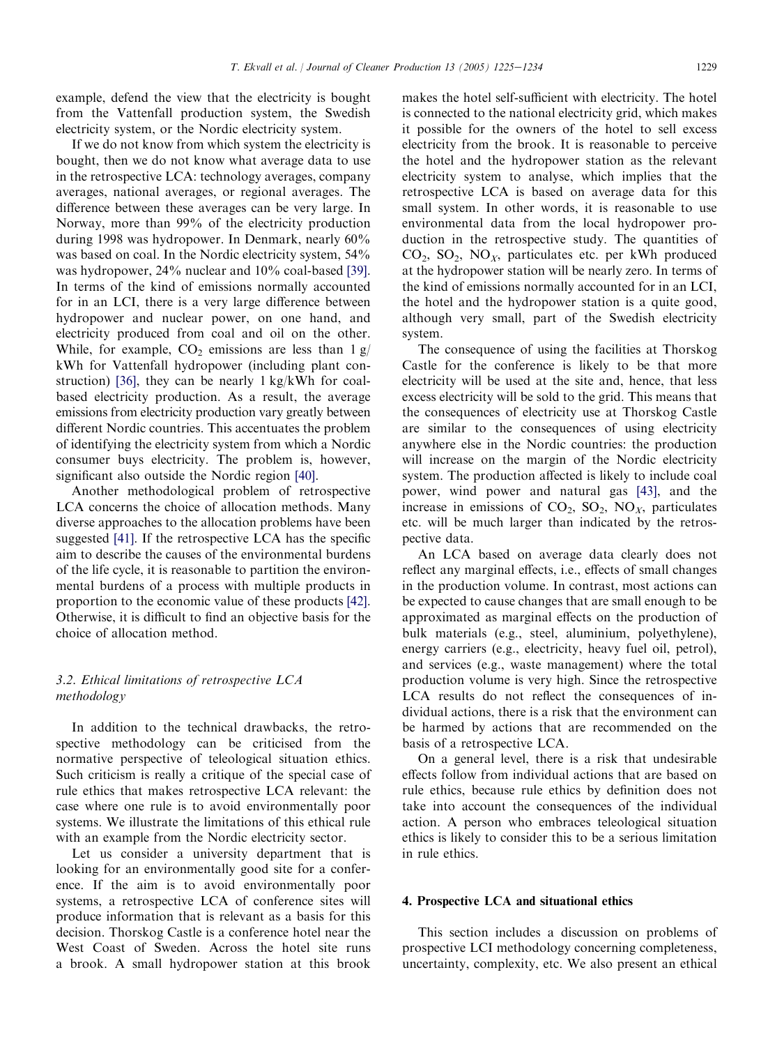example, defend the view that the electricity is bought from the Vattenfall production system, the Swedish electricity system, or the Nordic electricity system.

If we do not know from which system the electricity is bought, then we do not know what average data to use in the retrospective LCA: technology averages, company averages, national averages, or regional averages. The difference between these averages can be very large. In Norway, more than 99% of the electricity production during 1998 was hydropower. In Denmark, nearly 60% was based on coal. In the Nordic electricity system, 54% was hydropower, 24% nuclear and 10% coal-based [39]. In terms of the kind of emissions normally accounted for in an LCI, there is a very large difference between hydropower and nuclear power, on one hand, and electricity produced from coal and oil on the other. While, for example, $CO_2$ emissions are less than 1 g/kWh for Vattenfall hydropower (including plant construction) [36], they can be nearly 1 kg/kWh for coal-based electricity production. As a result, the average emissions from electricity production vary greatly between different Nordic countries. This accentuates the problem of identifying the electricity system from which a Nordic consumer buys electricity. The problem is, however, significant also outside the Nordic region [40].

Another methodological problem of retrospective LCA concerns the choice of allocation methods. Many diverse approaches to the allocation problems have been suggested [41]. If the retrospective LCA has the specific aim to describe the causes of the environmental burdens of the life cycle, it is reasonable to partition the environmental burdens of a process with multiple products in proportion to the economic value of these products [42]. Otherwise, it is difficult to find an objective basis for the choice of allocation method.

### 3.2. Ethical limitations of retrospective LCA methodology

In addition to the technical drawbacks, the retrospective methodology can be criticised from the normative perspective of teleological situation ethics. Such criticism is really a critique of the special case of rule ethics that makes retrospective LCA relevant: the case where one rule is to avoid environmentally poor systems. We illustrate the limitations of this ethical rule with an example from the Nordic electricity sector.

Let us consider a university department that is looking for an environmentally good site for a conference. If the aim is to avoid environmentally poor systems, a retrospective LCA of conference sites will produce information that is relevant as a basis for this decision. Thorskog Castle is a conference hotel near the West Coast of Sweden. Across the hotel site runs a brook. A small hydropower station at this brook makes the hotel self-sufficient with electricity. The hotel is connected to the national electricity grid, which makes it possible for the owners of the hotel to sell excess electricity from the brook. It is reasonable to perceive the hotel and the hydropower station as the relevant electricity system to analyse, which implies that the retrospective LCA is based on average data for this small system. In other words, it is reasonable to use environmental data from the local hydropower production in the retrospective study. The quantities of $CO_2$, $SO_2$, $NO_X$, particulates etc. per kWh produced at the hydropower station will be nearly zero. In terms of the kind of emissions normally accounted for in an LCI, the hotel and the hydropower station is a quite good, although very small, part of the Swedish electricity system.

The consequence of using the facilities at Thorskog Castle for the conference is likely to be that more electricity will be used at the site and, hence, that less excess electricity will be sold to the grid. This means that the consequences of electricity use at Thorskog Castle are similar to the consequences of using electricity anywhere else in the Nordic countries: the production will increase on the margin of the Nordic electricity system. The production affected is likely to include coal power, wind power and natural gas [43], and the increase in emissions of $CO_2$, $SO_2$, $NO_X$, particulates etc. will be much larger than indicated by the retrospective data.

An LCA based on average data clearly does not reflect any marginal effects, i.e., effects of small changes in the production volume. In contrast, most actions can be expected to cause changes that are small enough to be approximated as marginal effects on the production of bulk materials (e.g., steel, aluminium, polyethylene), energy carriers (e.g., electricity, heavy fuel oil, petrol), and services (e.g., waste management) where the total production volume is very high. Since the retrospective LCA results do not reflect the consequences of individual actions, there is a risk that the environment can be harmed by actions that are recommended on the basis of a retrospective LCA.

On a general level, there is a risk that undesirable effects follow from individual actions that are based on rule ethics, because rule ethics by definition does not take into account the consequences of the individual action. A person who embraces teleological situation ethics is likely to consider this to be a serious limitation in rule ethics.

## 4. Prospective LCA and situational ethics

This section includes a discussion on problems of prospective LCI methodology concerning completeness, uncertainty, complexity, etc. We also present an ethical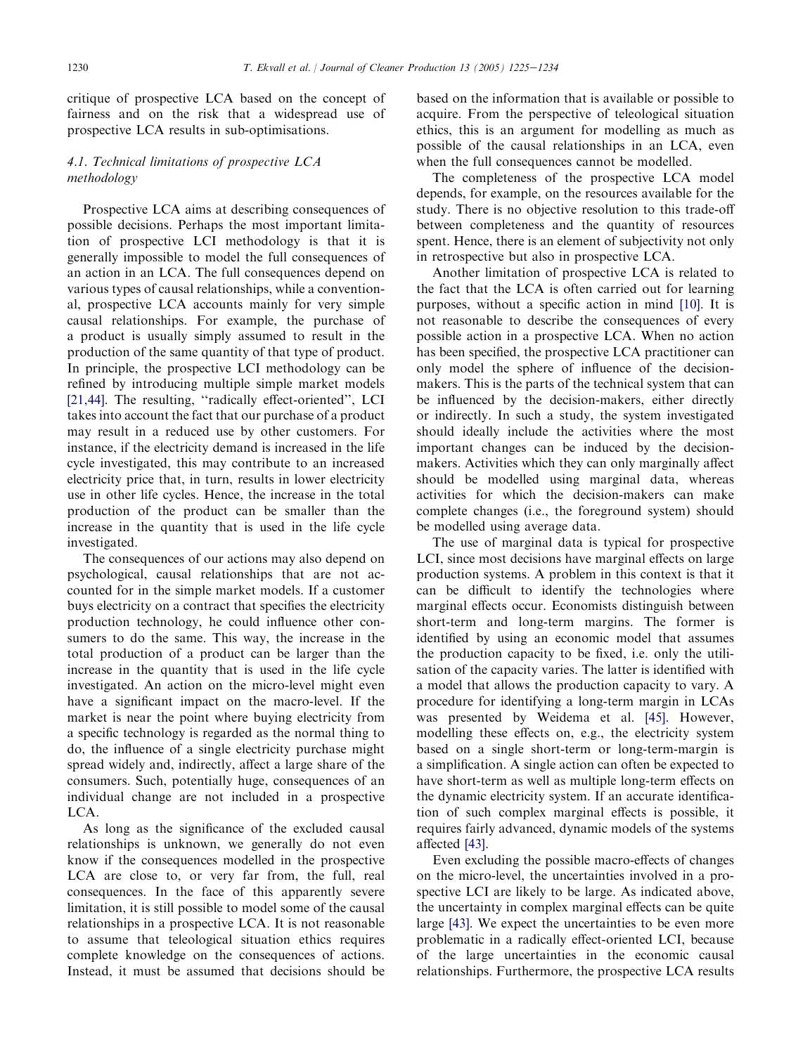critique of prospective LCA based on the concept of fairness and on the risk that a widespread use of prospective LCA results in sub-optimisations.

### 4.1. Technical limitations of prospective LCA methodology

Prospective LCA aims at describing consequences of possible decisions. Perhaps the most important limitation of prospective LCI methodology is that it is generally impossible to model the full consequences of an action in an LCA. The full consequences depend on various types of causal relationships, while a conventional, prospective LCA accounts mainly for very simple causal relationships. For example, the purchase of a product is usually simply assumed to result in the production of the same quantity of that type of product. In principle, the prospective LCI methodology can be refined by introducing multiple simple market models [21,44]. The resulting, ''radically effect-oriented'', LCI takes into account the fact that our purchase of a product may result in a reduced use by other customers. For instance, if the electricity demand is increased in the life cycle investigated, this may contribute to an increased electricity price that, in turn, results in lower electricity use in other life cycles. Hence, the increase in the total production of the product can be smaller than the increase in the quantity that is used in the life cycle investigated.

The consequences of our actions may also depend on psychological, causal relationships that are not accounted for in the simple market models. If a customer buys electricity on a contract that specifies the electricity production technology, he could influence other consumers to do the same. This way, the increase in the total production of a product can be larger than the increase in the quantity that is used in the life cycle investigated. An action on the micro-level might even have a significant impact on the macro-level. If the market is near the point where buying electricity from a specific technology is regarded as the normal thing to do, the influence of a single electricity purchase might spread widely and, indirectly, affect a large share of the consumers. Such, potentially huge, consequences of an individual change are not included in a prospective LCA.

As long as the significance of the excluded causal relationships is unknown, we generally do not even know if the consequences modelled in the prospective LCA are close to, or very far from, the full, real consequences. In the face of this apparently severe limitation, it is still possible to model some of the causal relationships in a prospective LCA. It is not reasonable to assume that teleological situation ethics requires complete knowledge on the consequences of actions. Instead, it must be assumed that decisions should be based on the information that is available or possible to acquire. From the perspective of teleological situation ethics, this is an argument for modelling as much as possible of the causal relationships in an LCA, even when the full consequences cannot be modelled.

The completeness of the prospective LCA model depends, for example, on the resources available for the study. There is no objective resolution to this trade-off between completeness and the quantity of resources spent. Hence, there is an element of subjectivity not only in retrospective but also in prospective LCA.

Another limitation of prospective LCA is related to the fact that the LCA is often carried out for learning purposes, without a specific action in mind [10]. It is not reasonable to describe the consequences of every possible action in a prospective LCA. When no action has been specified, the prospective LCA practitioner can only model the sphere of influence of the decision-makers. This is the parts of the technical system that can be influenced by the decision-makers, either directly or indirectly. In such a study, the system investigated should ideally include the activities where the most important changes can be induced by the decision-makers. Activities which they can only marginally affect should be modelled using marginal data, whereas activities for which the decision-makers can make complete changes (i.e., the foreground system) should be modelled using average data.

The use of marginal data is typical for prospective LCI, since most decisions have marginal effects on large production systems. A problem in this context is that it can be difficult to identify the technologies where marginal effects occur. Economists distinguish between short-term and long-term margins. The former is identified by using an economic model that assumes the production capacity to be fixed, i.e. only the utilisation of the capacity varies. The latter is identified with a model that allows the production capacity to vary. A procedure for identifying a long-term margin in LCAs was presented by Weidema et al. [45]. However, modelling these effects on, e.g., the electricity system based on a single short-term or long-term-margin is a simplification. A single action can often be expected to have short-term as well as multiple long-term effects on the dynamic electricity system. If an accurate identification of such complex marginal effects is possible, it requires fairly advanced, dynamic models of the systems affected [43].

Even excluding the possible macro-effects of changes on the micro-level, the uncertainties involved in a prospective LCI are likely to be large. As indicated above, the uncertainty in complex marginal effects can be quite large [43]. We expect the uncertainties to be even more problematic in a radically effect-oriented LCI, because of the large uncertainties in the economic causal relationships. Furthermore, the prospective LCA results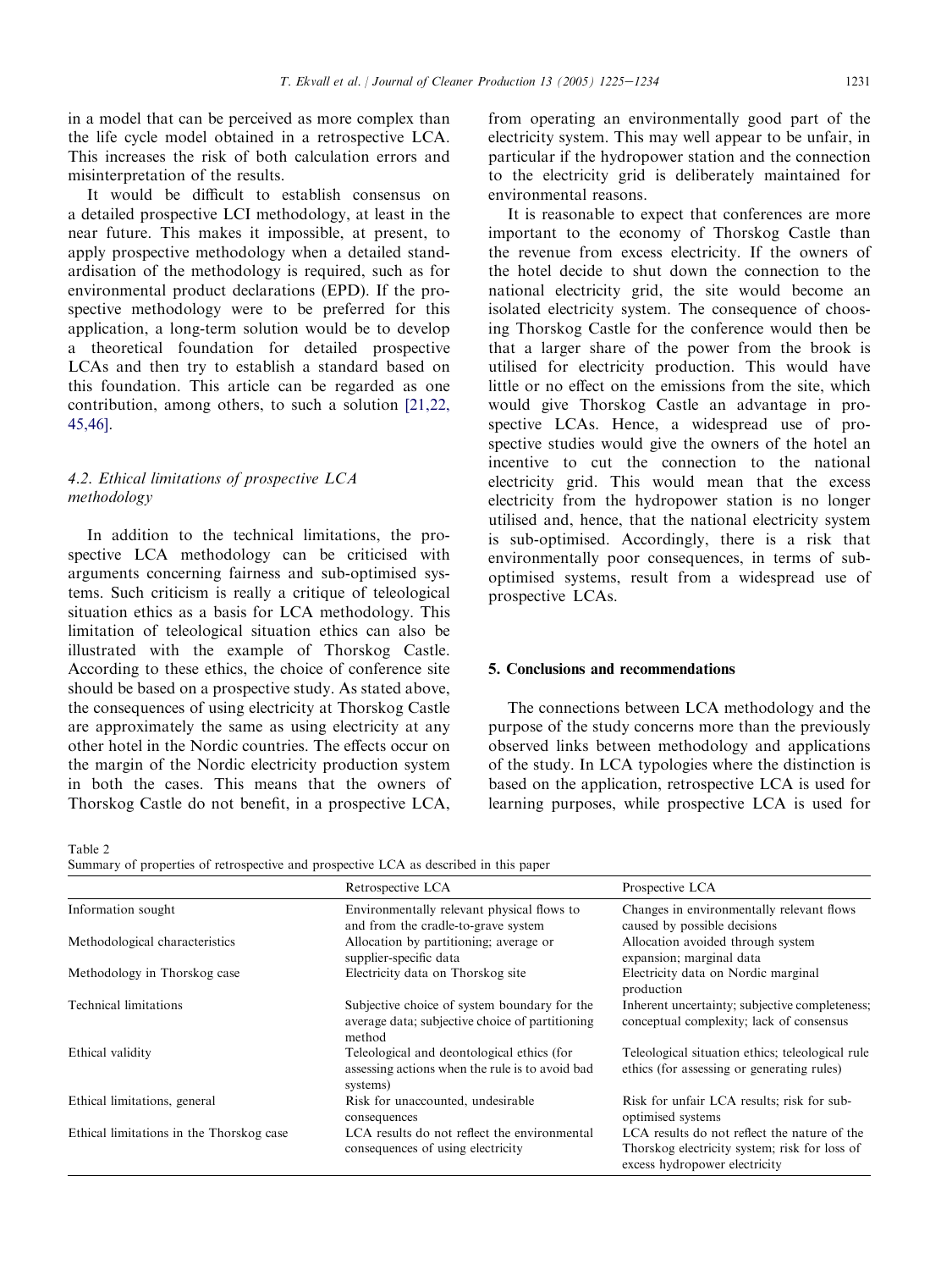in a model that can be perceived as more complex than the life cycle model obtained in a retrospective LCA. This increases the risk of both calculation errors and misinterpretation of the results.

It would be difficult to establish consensus on a detailed prospective LCI methodology, at least in the near future. This makes it impossible, at present, to apply prospective methodology when a detailed standardisation of the methodology is required, such as for environmental product declarations (EPD). If the prospective methodology were to be preferred for this application, a long-term solution would be to develop a theoretical foundation for detailed prospective LCAs and then try to establish a standard based on this foundation. This article can be regarded as one contribution, among others, to such a solution [21,22,45,46].

### 4.2. Ethical limitations of prospective LCA methodology

In addition to the technical limitations, the prospective LCA methodology can be criticised with arguments concerning fairness and sub-optimised systems. Such criticism is really a critique of teleological situation ethics as a basis for LCA methodology. This limitation of teleological situation ethics can also be illustrated with the example of Thorskog Castle. According to these ethics, the choice of conference site should be based on a prospective study. As stated above, the consequences of using electricity at Thorskog Castle are approximately the same as using electricity at any other hotel in the Nordic countries. The effects occur on the margin of the Nordic electricity production system in both the cases. This means that the owners of Thorskog Castle do not benefit, in a prospective LCA, from operating an environmentally good part of the electricity system. This may well appear to be unfair, in particular if the hydropower station and the connection to the electricity grid is deliberately maintained for environmental reasons.

It is reasonable to expect that conferences are more important to the economy of Thorskog Castle than the revenue from excess electricity. If the owners of the hotel decide to shut down the connection to the national electricity grid, the site would become an isolated electricity system. The consequence of choosing Thorskog Castle for the conference would then be that a larger share of the power from the brook is utilised for electricity production. This would have little or no effect on the emissions from the site, which would give Thorskog Castle an advantage in prospective LCAs. Hence, a widespread use of prospective studies would give the owners of the hotel an incentive to cut the connection to the national electricity grid. This would mean that the excess electricity from the hydropower station is no longer utilised and, hence, that the national electricity system is sub-optimised. Accordingly, there is a risk that environmentally poor consequences, in terms of sub-optimised systems, result from a widespread use of prospective LCAs.

## 5. Conclusions and recommendations

The connections between LCA methodology and the purpose of the study concerns more than the previously observed links between methodology and applications of the study. In LCA typologies where the distinction is based on the application, retrospective LCA is used for learning purposes, while prospective LCA is used for

Table 2
Summary of properties of retrospective and prospective LCA as described in this paper

| | Retrospective LCA | Prospective LCA |
|---|---|---|
| Information sought | Environmentally relevant physical flows to and from the cradle-to-grave system | Changes in environmentally relevant flows caused by possible decisions |
| Methodological characteristics | Allocation by partitioning; average or supplier-specific data | Allocation avoided through system expansion; marginal data |
| Methodology in Thorskog case | Electricity data on Thorskog site | Electricity data on Nordic marginal production |
| Technical limitations | Subjective choice of system boundary for the average data; subjective choice of partitioning method | Inherent uncertainty; subjective completeness; conceptual complexity; lack of consensus |
| Ethical validity | Teleological and deontological ethics (for assessing actions when the rule is to avoid bad systems) | Teleological situation ethics; teleological rule ethics (for assessing or generating rules) |
| Ethical limitations, general | Risk for unaccounted, undesirable consequences | Risk for unfair LCA results; risk for sub-optimised systems |
| Ethical limitations in the Thorskog case | LCA results do not reflect the environmental consequences of using electricity | LCA results do not reflect the nature of the Thorskog electricity system; risk for loss of excess hydropower electricity |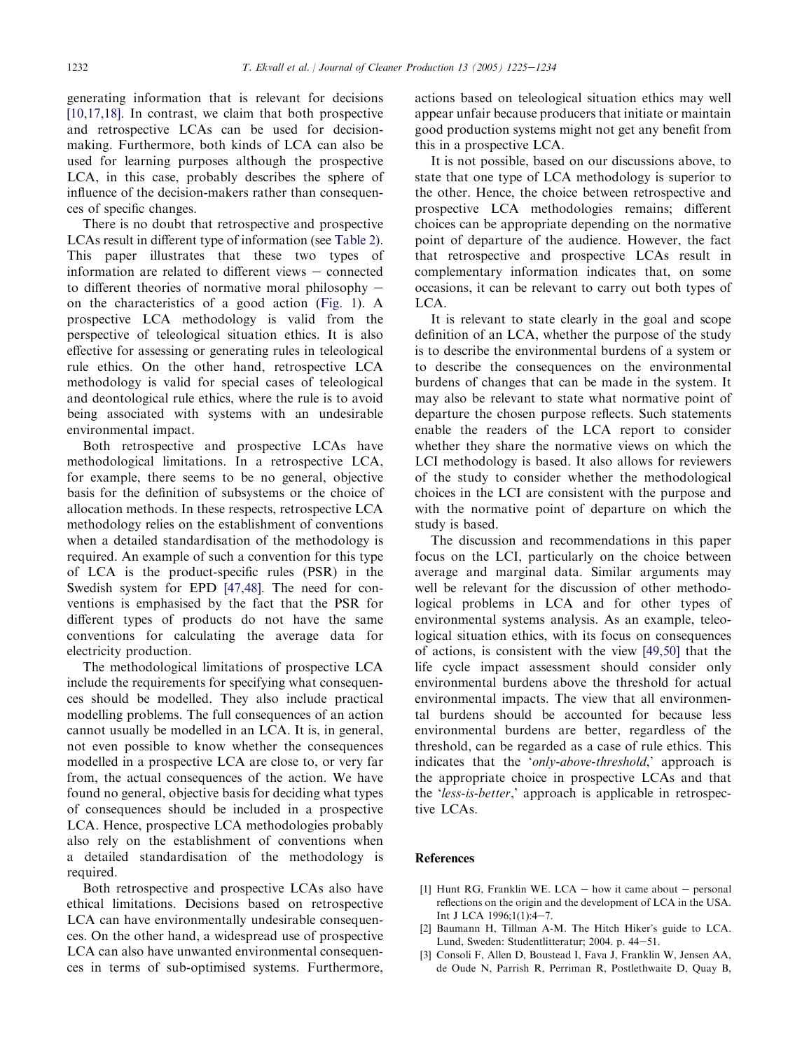generating information that is relevant for decisions [10,17,18]. In contrast, we claim that both prospective and retrospective LCAs can be used for decision-making. Furthermore, both kinds of LCA can also be used for learning purposes although the prospective LCA, in this case, probably describes the sphere of influence of the decision-makers rather than consequences of specific changes.

There is no doubt that retrospective and prospective LCAs result in different type of information (see Table 2). This paper illustrates that these two types of information are related to different views — connected to different theories of normative moral philosophy — on the characteristics of a good action (Fig. 1). A prospective LCA methodology is valid from the perspective of teleological situation ethics. It is also effective for assessing or generating rules in teleological rule ethics. On the other hand, retrospective LCA methodology is valid for special cases of teleological and deontological rule ethics, where the rule is to avoid being associated with systems with an undesirable environmental impact.

Both retrospective and prospective LCAs have methodological limitations. In a retrospective LCA, for example, there seems to be no general, objective basis for the definition of subsystems or the choice of allocation methods. In these respects, retrospective LCA methodology relies on the establishment of conventions when a detailed standardisation of the methodology is required. An example of such a convention for this type of LCA is the product-specific rules (PSR) in the Swedish system for EPD [47,48]. The need for conventions is emphasised by the fact that the PSR for different types of products do not have the same conventions for calculating the average data for electricity production.

The methodological limitations of prospective LCA include the requirements for specifying what consequences should be modelled. They also include practical modelling problems. The full consequences of an action cannot usually be modelled in an LCA. It is, in general, not even possible to know whether the consequences modelled in a prospective LCA are close to, or very far from, the actual consequences of the action. We have found no general, objective basis for deciding what types of consequences should be included in a prospective LCA. Hence, prospective LCA methodologies probably also rely on the establishment of conventions when a detailed standardisation of the methodology is required.

Both retrospective and prospective LCAs also have ethical limitations. Decisions based on retrospective LCA can have environmentally undesirable consequences. On the other hand, a widespread use of prospective LCA can also have unwanted environmental consequences in terms of sub-optimised systems. Furthermore, actions based on teleological situation ethics may well appear unfair because producers that initiate or maintain good production systems might not get any benefit from this in a prospective LCA.

It is not possible, based on our discussions above, to state that one type of LCA methodology is superior to the other. Hence, the choice between retrospective and prospective LCA methodologies remains; different choices can be appropriate depending on the normative point of departure of the audience. However, the fact that retrospective and prospective LCAs result in complementary information indicates that, on some occasions, it can be relevant to carry out both types of LCA.

It is relevant to state clearly in the goal and scope definition of an LCA, whether the purpose of the study is to describe the environmental burdens of a system or to describe the consequences on the environmental burdens of changes that can be made in the system. It may also be relevant to state what normative point of departure the chosen purpose reflects. Such statements enable the readers of the LCA report to consider whether they share the normative views on which the LCI methodology is based. It also allows for reviewers of the study to consider whether the methodological choices in the LCI are consistent with the purpose and with the normative point of departure on which the study is based.

The discussion and recommendations in this paper focus on the LCI, particularly on the choice between average and marginal data. Similar arguments may well be relevant for the discussion of other methodological problems in LCA and for other types of environmental systems analysis. As an example, teleological situation ethics, with its focus on consequences of actions, is consistent with the view [49,50] that the life cycle impact assessment should consider only environmental burdens above the threshold for actual environmental impacts. The view that all environmental burdens should be accounted for because less environmental burdens are better, regardless of the threshold, can be regarded as a case of rule ethics. This indicates that the '*only-above-threshold*,' approach is the appropriate choice in prospective LCAs and that the '*less-is-better*,' approach is applicable in retrospective LCAs.

## References

[1] Hunt RG, Franklin WE. LCA — how it came about — personal reflections on the origin and the development of LCA in the USA. Int J LCA 1996;1(1):4–7.

[2] Baumann H, Tillman A-M. The Hitch Hiker's guide to LCA. Lund, Sweden: Studentlitteratur; 2004. p. 44–51.

[3] Consoli F, Allen D, Boustead I, Fava J, Franklin W, Jensen AA, de Oude N, Parrish R, Perriman R, Postlethwaite D, Quay B,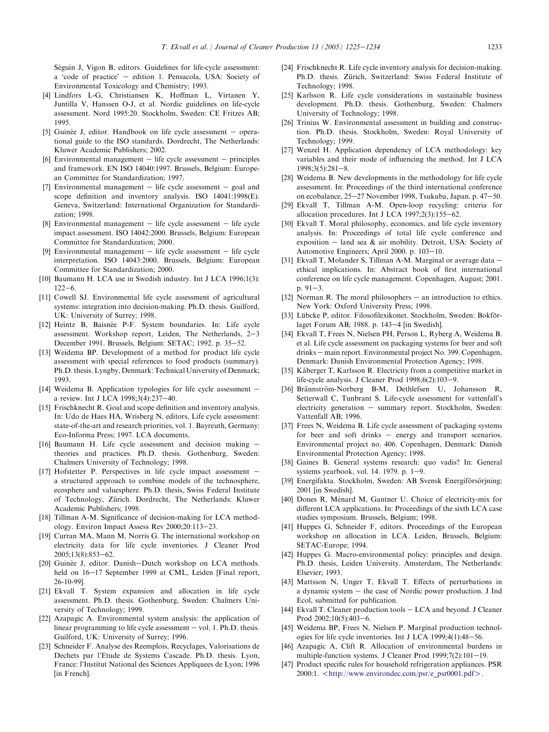Séguin J, Vigon B, editors. Guidelines for life-cycle assessment: a 'code of practice' – edition 1. Pensacola, USA: Society of Environmental Toxicology and Chemistry; 1993.

[4] Lindfors L-G, Christiansen K, Hoffman L, Virtanen Y, Juntilla V, Hanssen O-J, et al. Nordic guidelines on life-cycle assessment. Nord 1995:20. Stockholm, Sweden: CE Fritzes AB; 1995.

[5] Guinée J, editor. Handbook on life cycle assessment – operational guide to the ISO standards. Dordrecht, The Netherlands: Kluwer Academic Publishers; 2002.

[6] Environmental management – life cycle assessment – principles and framework. EN ISO 14040:1997. Brussels, Belgium: European Committee for Standardization; 1997.

[7] Environmental management – life cycle assessment – goal and scope definition and inventory analysis. ISO 14041:1998(E). Geneva, Switzerland: International Organization for Standardization; 1998.

[8] Environmental management – life cycle assessment – life cycle impact assessment. ISO 14042:2000. Brussels, Belgium: European Committee for Standardization; 2000.

[9] Environmental management – life cycle assessment – life cycle interpretation. ISO 14043:2000. Brussels, Belgium: European Committee for Standardization; 2000.

[10] Baumann H. LCA use in Swedish industry. Int J LCA 1996;1(3): 122–6.

[11] Cowell SJ. Environmental life cycle assessment of agricultural systems: integration into decision-making. Ph.D. thesis. Guilford, UK: University of Surrey; 1998.

[12] Heintz B, Baisnée P-F. System boundaries. In: Life cycle assessment. Workshop report, Leiden, The Netherlands, 2–3 December 1991. Brussels, Belgium: SETAC; 1992. p. 35–52.

[13] Weidema BP. Development of a method for product life cycle assessment with special references to food products (summary). Ph.D. thesis. Lyngby, Denmark: Technical University of Denmark; 1993.

[14] Weidema B. Application typologies for life cycle assessment – a review. Int J LCA 1998;3(4):237–40.

[15] Frischknecht R. Goal and scope definition and inventory analysis. In: Udo de Haes HA, Wrisberg N, editors, Life cycle assessment: state-of-the-art and research priorities, vol. 1. Bayreuth, Germany: Eco-Informa Press; 1997. LCA documents.

[16] Baumann H. Life cycle assessment and decision making – theories and practices. Ph.D. thesis. Gothenburg, Sweden: Chalmers University of Technology; 1998.

[17] Hofstetter P. Perspectives in life cycle impact assessment – a structured approach to combine models of the technosphere, ecosphere and valuesphere. Ph.D. thesis, Swiss Federal Institute of Technology, Zürich. Dordrecht, The Netherlands: Kluwer Academic Publishers; 1998.

[18] Tillman A-M. Significance of decision-making for LCA methodology. Environ Impact Assess Rev 2000;20:113–23.

[19] Curran MA, Mann M, Norris G. The international workshop on electricity data for life cycle inventories. J Cleaner Prod 2005;13(8):853–62.

[20] Guinée J, editor. Danish–Dutch workshop on LCA methods. held on 16–17 September 1999 at CML, Leiden [Final report, 26-10-99].

[21] Ekvall T. System expansion and allocation in life cycle assessment. Ph.D. thesis. Gothenburg, Sweden: Chalmers University of Technology; 1999.

[22] Azapagic A. Environmental system analysis: the application of linear programming to life cycle assessment – vol. 1. Ph.D. thesis. Guilford, UK: University of Surrey; 1996.

[23] Schneider F. Analyse des Reemplois, Recyclages, Valorisations de Dechets par l'Etude de Systems Cascade. Ph.D. thesis. Lyon, France: l'Institut National des Sciences Appliquees de Lyon; 1996 [in French].

[24] Frischknecht R. Life cycle inventory analysis for decision-making. Ph.D. thesis. Zürich, Switzerland: Swiss Federal Institute of Technology; 1998.

[25] Karlsson R. Life cycle considerations in sustainable business development. Ph.D. thesis. Gothenburg, Sweden: Chalmers University of Technology; 1998.

[26] Trinius W. Environmental assessment in building and construction. Ph.D. thesis. Stockholm, Sweden: Royal University of Technology; 1999.

[27] Wenzel H. Application dependency of LCA methodology: key variables and their mode of influencing the method. Int J LCA 1998;3(5):281–8.

[28] Weidema B. New developments in the methodology for life cycle assessment. In: Proceedings of the third international conference on ecobalance, 25–27 November 1998, Tsukuba, Japan. p. 47–50.

[29] Ekvall T, Tillman A-M. Open-loop recycling: criteria for allocation procedures. Int J LCA 1997;2(3):155–62.

[30] Ekvall T. Moral philosophy, economics, and life cycle inventory analysis. In: Proceedings of total life cycle conference and exposition – land sea & air mobility. Detroit, USA: Society of Automotive Engineers; April 2000. p. 103–10.

[31] Ekvall T, Molander S, Tillman A-M. Marginal or average data – ethical implications. In: Abstract book of first international conference on life cycle management. Copenhagen, August; 2001. p. 91–3.

[32] Norman R. The moral philosophers – an introduction to ethics. New York: Oxford University Press; 1998.

[33] Lübcke P, editor. Filosofilexikonet. Stockholm, Sweden: Bokförlaget Forum AB; 1988. p. 143–4 [in Swedish].

[34] Ekvall T, Frees N, Nielsen PH, Person L, Ryberg A, Weidema B. et al. Life cycle assessment on packaging systems for beer and soft drinks – main report. Environmental project No. 399. Copenhagen, Denmark: Danish Environmental Protection Agency; 1998.

[35] Kåberger T, Karlsson R. Electricity from a competitive market in life-cycle analysis. J Cleaner Prod 1998;6(2):103–9.

[36] Brännström-Norberg B-M, Dethlefsen U, Johansson R, Setterwall C, Tunbrant S. Life-cycle assessment for vattenfall's electricity generation – summary report. Stockholm, Sweden: Vattenfall AB; 1996.

[37] Frees N, Weidema B. Life cycle assessment of packaging systems for beer and soft drinks – energy and transport scenarios. Environmental project no. 406. Copenhagen, Denmark: Danish Environmental Protection Agency; 1998.

[38] Gaines B. General systems research: quo vadis? In: General systems yearbook, vol. 14. 1979. p. 1–9.

[39] Energifakta. Stockholm, Sweden: AB Svensk Energiförsörjning; 2001 [in Swedish].

[40] Dones R, Ménard M, Gantner U. Choice of electricity-mix for different LCA applications. In: Proceedings of the sixth LCA case studies symposium. Brussels, Belgium; 1998.

[41] Huppes G, Schneider F, editors. Proceedings of the European workshop on allocation in LCA. Leiden, Brussels, Belgium: SETAC-Europe; 1994.

[42] Huppes G. Macro-environmental policy: principles and design. Ph.D. thesis, Leiden University. Amsterdam, The Netherlands: Elsevier; 1993.

[43] Mattsson N, Unger T, Ekvall T. Effects of perturbations in a dynamic system – the case of Nordic power production. J Ind Ecol, submitted for publication.

[44] Ekvall T. Cleaner production tools – LCA and beyond. J Cleaner Prod 2002;10(5):403–6.

[45] Weidema BP, Frees N, Nielsen P. Marginal production technologies for life cycle inventories. Int J LCA 1999;4(1):48–56.

[46] Azapagic A, Clift R. Allocation of environmental burdens in multiple-function systems. J Cleaner Prod 1999;7(2):101–19.

[47] Product specific rules for household refrigeration appliances. PSR 2000:1. <http://www.environdec.com/psr/e_psr0001.pdf>.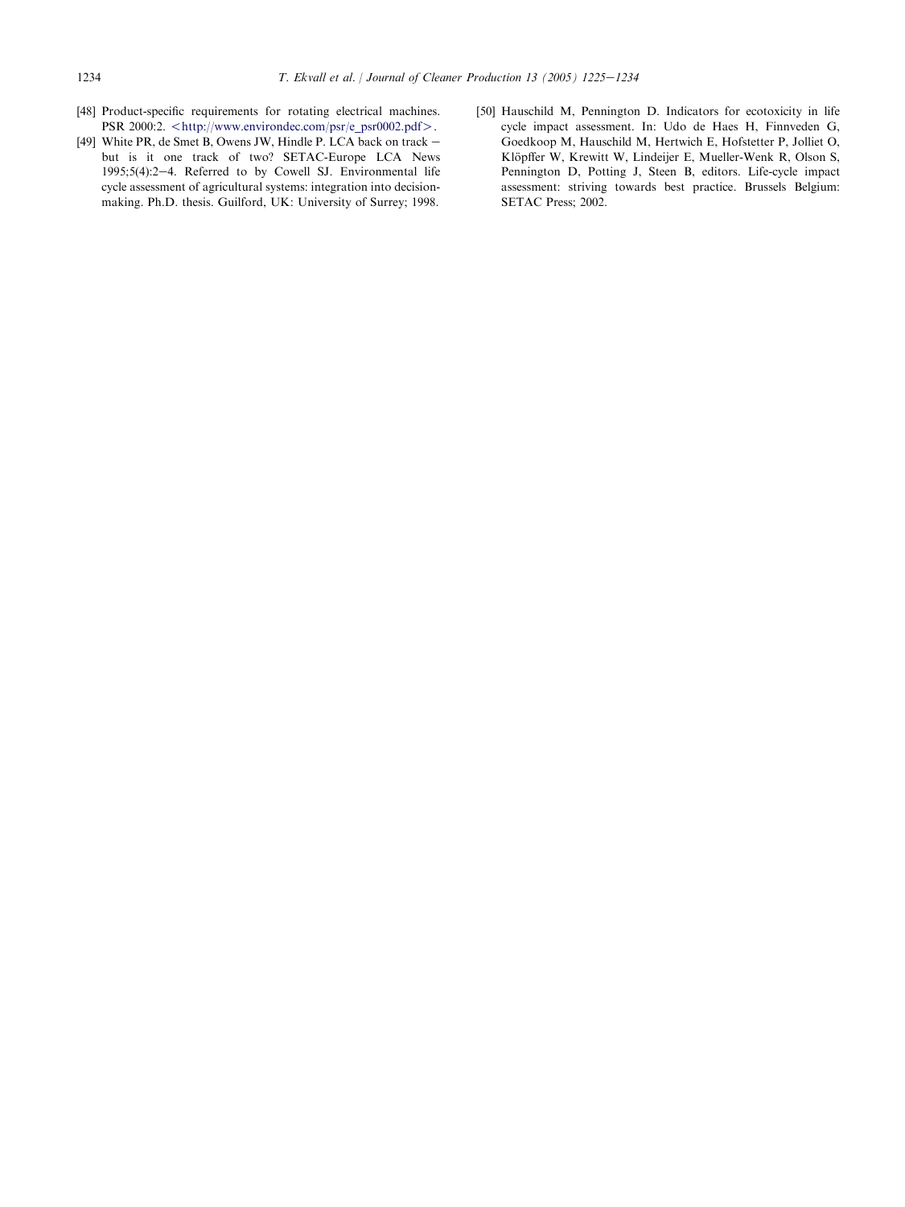[48] Product-specific requirements for rotating electrical machines. PSR 2000:2. <http://www.environdec.com/psr/e_psr0002.pdf>.

[49] White PR, de Smet B, Owens JW, Hindle P. LCA back on track – but is it one track of two? SETAC-Europe LCA News 1995;5(4):2–4. Referred to by Cowell SJ. Environmental life cycle assessment of agricultural systems: integration into decision-making. Ph.D. thesis. Guilford, UK: University of Surrey; 1998.

[50] Hauschild M, Pennington D. Indicators for ecotoxicity in life cycle impact assessment. In: Udo de Haes H, Finnveden G, Goedkoop M, Hauschild M, Hertwich E, Hofstetter P, Jolliet O, Klöpffer W, Krewitt W, Lindeijer E, Mueller-Wenk R, Olson S, Pennington D, Potting J, Steen B, editors. Life-cycle impact assessment: striving towards best practice. Brussels Belgium: SETAC Press; 2002.